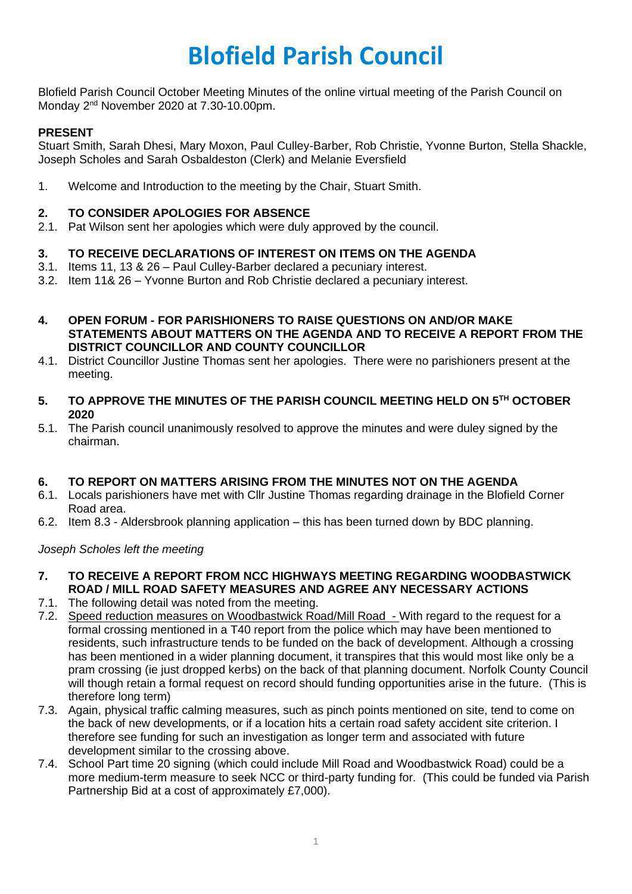# Blofield Parish Council

Blofield Parish Council October Meeting Minutes of the online virtual meeting of the Parish Council on Monday 2nd November 2020 at 7.30-10.00pm.

**PRESENT**

Stuart Smith, Sarah Dhesi, Mary Moxon, Paul Culley-Barber, Rob Christie, Yvonne Burton, Stella Shackle, Joseph Scholes and Sarah Osbaldeston (Clerk) and Melanie Eversfield

1. Welcome and Introduction to the meeting by the Chair, Stuart Smith.

**2. TO CONSIDER APOLOGIES FOR ABSENCE**

2.1. Pat Wilson sent her apologies which were duly approved by the council.

**3. TO RECEIVE DECLARATIONS OF INTEREST ON ITEMS ON THE AGENDA**

3.1. Items 11, 13 & 26 – Paul Culley-Barber declared a pecuniary interest.

3.2. Item 11& 26 – Yvonne Burton and Rob Christie declared a pecuniary interest.

**4. OPEN FORUM - FOR PARISHIONERS TO RAISE QUESTIONS ON AND/OR MAKE STATEMENTS ABOUT MATTERS ON THE AGENDA AND TO RECEIVE A REPORT FROM THE DISTRICT COUNCILLOR AND COUNTY COUNCILLOR**

4.1. District Councillor Justine Thomas sent her apologies. There were no parishioners present at the meeting.

**5. TO APPROVE THE MINUTES OF THE PARISH COUNCIL MEETING HELD ON 5TH OCTOBER 2020**

5.1. The Parish council unanimously resolved to approve the minutes and were duley signed by the chairman.

**6. TO REPORT ON MATTERS ARISING FROM THE MINUTES NOT ON THE AGENDA**

6.1. Locals parishioners have met with Cllr Justine Thomas regarding drainage in the Blofield Corner Road area.

6.2. Item 8.3 - Aldersbrook planning application – this has been turned down by BDC planning.

*Joseph Scholes left the meeting*

**7. TO RECEIVE A REPORT FROM NCC HIGHWAYS MEETING REGARDING WOODBASTWICK ROAD / MILL ROAD SAFETY MEASURES AND AGREE ANY NECESSARY ACTIONS**

7.1. The following detail was noted from the meeting.

7.2. Speed reduction measures on Woodbastwick Road/Mill Road - With regard to the request for a formal crossing mentioned in a T40 report from the police which may have been mentioned to residents, such infrastructure tends to be funded on the back of development. Although a crossing has been mentioned in a wider planning document, it transpires that this would most like only be a pram crossing (ie just dropped kerbs) on the back of that planning document. Norfolk County Council will though retain a formal request on record should funding opportunities arise in the future. (This is therefore long term)

7.3. Again, physical traffic calming measures, such as pinch points mentioned on site, tend to come on the back of new developments, or if a location hits a certain road safety accident site criterion. I therefore see funding for such an investigation as longer term and associated with future development similar to the crossing above.

7.4. School Part time 20 signing (which could include Mill Road and Woodbastwick Road) could be a more medium-term measure to seek NCC or third-party funding for. (This could be funded via Parish Partnership Bid at a cost of approximately £7,000).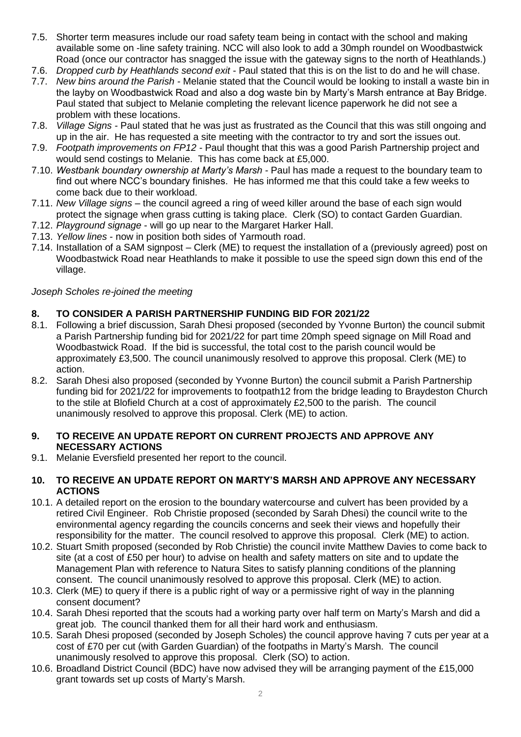7.5. Shorter term measures include our road safety team being in contact with the school and making available some on -line safety training. NCC will also look to add a 30mph roundel on Woodbastwick Road (once our contractor has snagged the issue with the gateway signs to the north of Heathlands.)

7.6. *Dropped curb by Heathlands second exit* - Paul stated that this is on the list to do and he will chase.

7.7. *New bins around the Parish* - Melanie stated that the Council would be looking to install a waste bin in the layby on Woodbastwick Road and also a dog waste bin by Marty's Marsh entrance at Bay Bridge. Paul stated that subject to Melanie completing the relevant licence paperwork he did not see a problem with these locations.

7.8. *Village Signs* - Paul stated that he was just as frustrated as the Council that this was still ongoing and up in the air. He has requested a site meeting with the contractor to try and sort the issues out.

7.9. *Footpath improvements on FP12* - Paul thought that this was a good Parish Partnership project and would send costings to Melanie. This has come back at £5,000.

7.10. *Westbank boundary ownership at Marty's Marsh* - Paul has made a request to the boundary team to find out where NCC's boundary finishes. He has informed me that this could take a few weeks to come back due to their workload.

7.11. *New Village signs* – the council agreed a ring of weed killer around the base of each sign would protect the signage when grass cutting is taking place. Clerk (SO) to contact Garden Guardian.

7.12. *Playground signage* - will go up near to the Margaret Harker Hall.

7.13. *Yellow lines* - now in position both sides of Yarmouth road.

7.14. Installation of a SAM signpost – Clerk (ME) to request the installation of a (previously agreed) post on Woodbastwick Road near Heathlands to make it possible to use the speed sign down this end of the village.

*Joseph Scholes re-joined the meeting*

## 8. TO CONSIDER A PARISH PARTNERSHIP FUNDING BID FOR 2021/22

8.1. Following a brief discussion, Sarah Dhesi proposed (seconded by Yvonne Burton) the council submit a Parish Partnership funding bid for 2021/22 for part time 20mph speed signage on Mill Road and Woodbastwick Road. If the bid is successful, the total cost to the parish council would be approximately £3,500. The council unanimously resolved to approve this proposal. Clerk (ME) to action.

8.2. Sarah Dhesi also proposed (seconded by Yvonne Burton) the council submit a Parish Partnership funding bid for 2021/22 for improvements to footpath12 from the bridge leading to Braydeston Church to the stile at Blofield Church at a cost of approximately £2,500 to the parish. The council unanimously resolved to approve this proposal. Clerk (ME) to action.

## 9. TO RECEIVE AN UPDATE REPORT ON CURRENT PROJECTS AND APPROVE ANY NECESSARY ACTIONS

9.1. Melanie Eversfield presented her report to the council.

## 10. TO RECEIVE AN UPDATE REPORT ON MARTY'S MARSH AND APPROVE ANY NECESSARY ACTIONS

10.1. A detailed report on the erosion to the boundary watercourse and culvert has been provided by a retired Civil Engineer. Rob Christie proposed (seconded by Sarah Dhesi) the council write to the environmental agency regarding the councils concerns and seek their views and hopefully their responsibility for the matter. The council resolved to approve this proposal. Clerk (ME) to action.

10.2. Stuart Smith proposed (seconded by Rob Christie) the council invite Matthew Davies to come back to site (at a cost of £50 per hour) to advise on health and safety matters on site and to update the Management Plan with reference to Natura Sites to satisfy planning conditions of the planning consent. The council unanimously resolved to approve this proposal. Clerk (ME) to action.

10.3. Clerk (ME) to query if there is a public right of way or a permissive right of way in the planning consent document?

10.4. Sarah Dhesi reported that the scouts had a working party over half term on Marty's Marsh and did a great job. The council thanked them for all their hard work and enthusiasm.

10.5. Sarah Dhesi proposed (seconded by Joseph Scholes) the council approve having 7 cuts per year at a cost of £70 per cut (with Garden Guardian) of the footpaths in Marty's Marsh. The council unanimously resolved to approve this proposal. Clerk (SO) to action.

10.6. Broadland District Council (BDC) have now advised they will be arranging payment of the £15,000 grant towards set up costs of Marty's Marsh.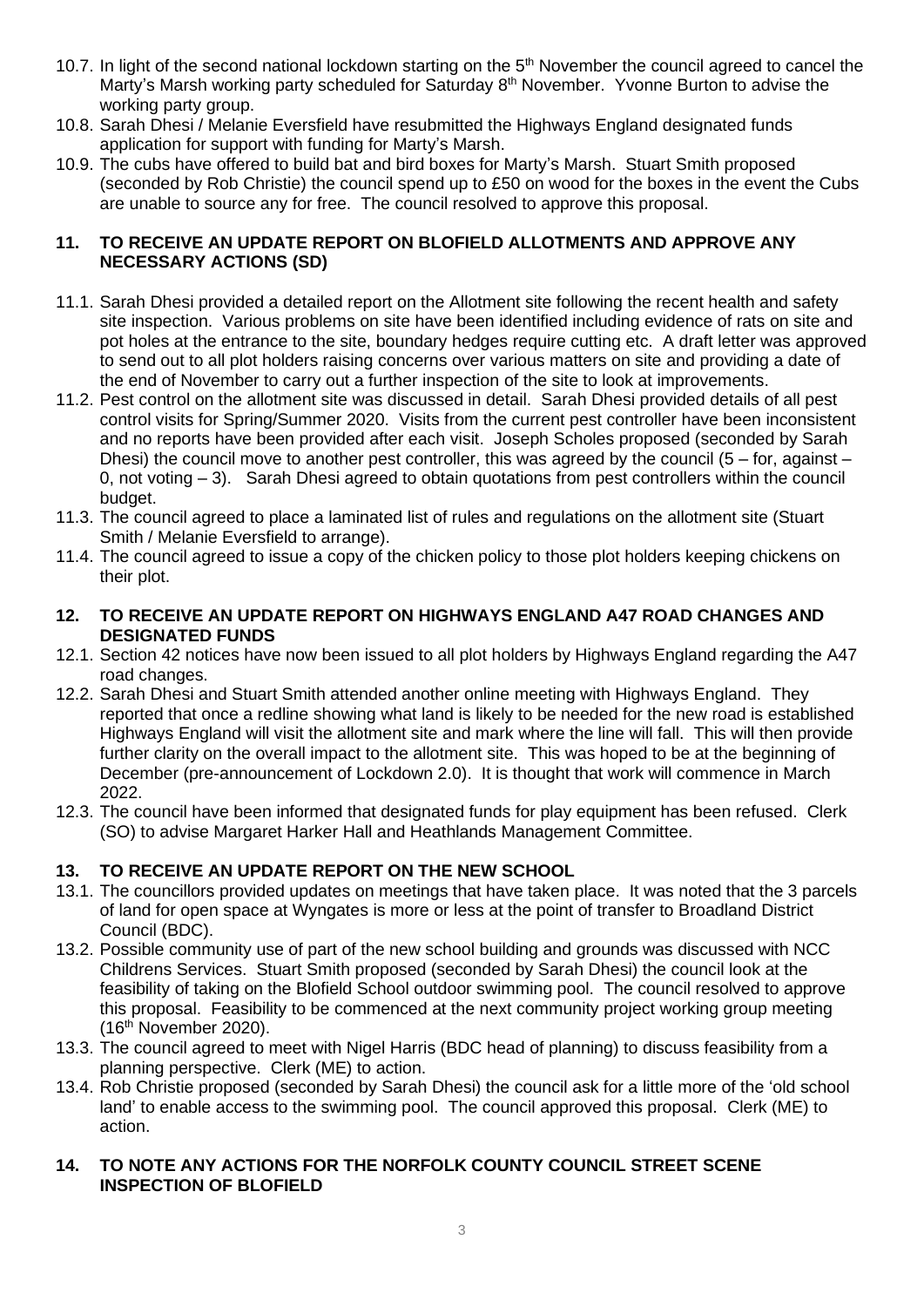10.7. In light of the second national lockdown starting on the 5th November the council agreed to cancel the Marty's Marsh working party scheduled for Saturday 8th November. Yvonne Burton to advise the working party group.

10.8. Sarah Dhesi / Melanie Eversfield have resubmitted the Highways England designated funds application for support with funding for Marty's Marsh.

10.9. The cubs have offered to build bat and bird boxes for Marty's Marsh. Stuart Smith proposed (seconded by Rob Christie) the council spend up to £50 on wood for the boxes in the event the Cubs are unable to source any for free. The council resolved to approve this proposal.

## 11. TO RECEIVE AN UPDATE REPORT ON BLOFIELD ALLOTMENTS AND APPROVE ANY NECESSARY ACTIONS (SD)

11.1. Sarah Dhesi provided a detailed report on the Allotment site following the recent health and safety site inspection. Various problems on site have been identified including evidence of rats on site and pot holes at the entrance to the site, boundary hedges require cutting etc. A draft letter was approved to send out to all plot holders raising concerns over various matters on site and providing a date of the end of November to carry out a further inspection of the site to look at improvements.

11.2. Pest control on the allotment site was discussed in detail. Sarah Dhesi provided details of all pest control visits for Spring/Summer 2020. Visits from the current pest controller have been inconsistent and no reports have been provided after each visit. Joseph Scholes proposed (seconded by Sarah Dhesi) the council move to another pest controller, this was agreed by the council (5 – for, against – 0, not voting – 3). Sarah Dhesi agreed to obtain quotations from pest controllers within the council budget.

11.3. The council agreed to place a laminated list of rules and regulations on the allotment site (Stuart Smith / Melanie Eversfield to arrange).

11.4. The council agreed to issue a copy of the chicken policy to those plot holders keeping chickens on their plot.

## 12. TO RECEIVE AN UPDATE REPORT ON HIGHWAYS ENGLAND A47 ROAD CHANGES AND DESIGNATED FUNDS

12.1. Section 42 notices have now been issued to all plot holders by Highways England regarding the A47 road changes.

12.2. Sarah Dhesi and Stuart Smith attended another online meeting with Highways England. They reported that once a redline showing what land is likely to be needed for the new road is established Highways England will visit the allotment site and mark where the line will fall. This will then provide further clarity on the overall impact to the allotment site. This was hoped to be at the beginning of December (pre-announcement of Lockdown 2.0). It is thought that work will commence in March 2022.

12.3. The council have been informed that designated funds for play equipment has been refused. Clerk (SO) to advise Margaret Harker Hall and Heathlands Management Committee.

## 13. TO RECEIVE AN UPDATE REPORT ON THE NEW SCHOOL

13.1. The councillors provided updates on meetings that have taken place. It was noted that the 3 parcels of land for open space at Wyngates is more or less at the point of transfer to Broadland District Council (BDC).

13.2. Possible community use of part of the new school building and grounds was discussed with NCC Childrens Services. Stuart Smith proposed (seconded by Sarah Dhesi) the council look at the feasibility of taking on the Blofield School outdoor swimming pool. The council resolved to approve this proposal. Feasibility to be commenced at the next community project working group meeting (16th November 2020).

13.3. The council agreed to meet with Nigel Harris (BDC head of planning) to discuss feasibility from a planning perspective. Clerk (ME) to action.

13.4. Rob Christie proposed (seconded by Sarah Dhesi) the council ask for a little more of the 'old school land' to enable access to the swimming pool. The council approved this proposal. Clerk (ME) to action.

## 14. TO NOTE ANY ACTIONS FOR THE NORFOLK COUNTY COUNCIL STREET SCENE INSPECTION OF BLOFIELD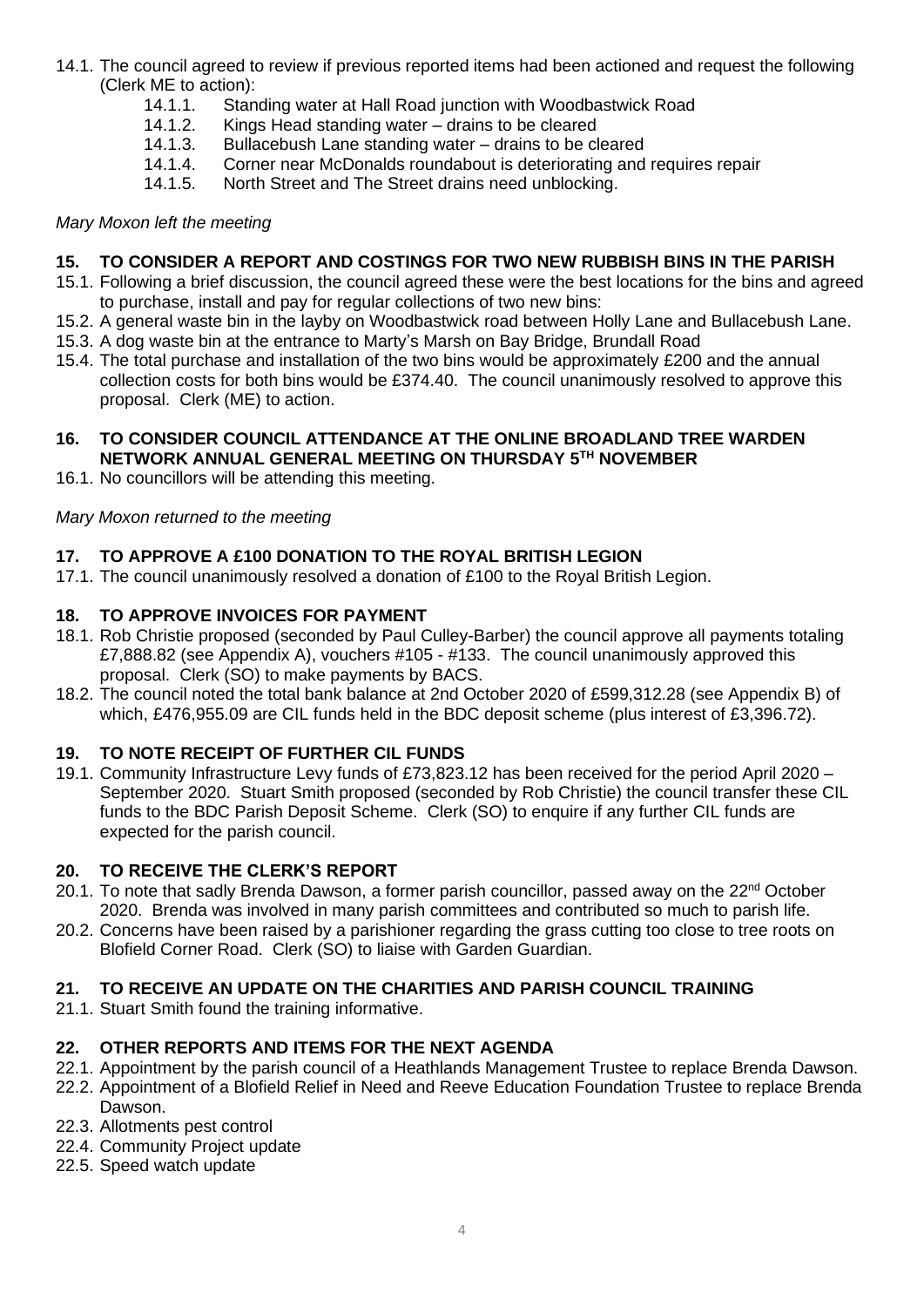14.1. The council agreed to review if previous reported items had been actioned and request the following (Clerk ME to action):
   - 14.1.1. Standing water at Hall Road junction with Woodbastwick Road
   - 14.1.2. Kings Head standing water – drains to be cleared
   - 14.1.3. Bullacebush Lane standing water – drains to be cleared
   - 14.1.4. Corner near McDonalds roundabout is deteriorating and requires repair
   - 14.1.5. North Street and The Street drains need unblocking.

*Mary Moxon left the meeting*

## 15. TO CONSIDER A REPORT AND COSTINGS FOR TWO NEW RUBBISH BINS IN THE PARISH

15.1. Following a brief discussion, the council agreed these were the best locations for the bins and agreed to purchase, install and pay for regular collections of two new bins:

15.2. A general waste bin in the layby on Woodbastwick road between Holly Lane and Bullacebush Lane.

15.3. A dog waste bin at the entrance to Marty's Marsh on Bay Bridge, Brundall Road

15.4. The total purchase and installation of the two bins would be approximately £200 and the annual collection costs for both bins would be £374.40. The council unanimously resolved to approve this proposal. Clerk (ME) to action.

## 16. TO CONSIDER COUNCIL ATTENDANCE AT THE ONLINE BROADLAND TREE WARDEN NETWORK ANNUAL GENERAL MEETING ON THURSDAY 5TH NOVEMBER

16.1. No councillors will be attending this meeting.

*Mary Moxon returned to the meeting*

## 17. TO APPROVE A £100 DONATION TO THE ROYAL BRITISH LEGION

17.1. The council unanimously resolved a donation of £100 to the Royal British Legion.

## 18. TO APPROVE INVOICES FOR PAYMENT

18.1. Rob Christie proposed (seconded by Paul Culley-Barber) the council approve all payments totaling £7,888.82 (see Appendix A), vouchers #105 - #133. The council unanimously approved this proposal. Clerk (SO) to make payments by BACS.

18.2. The council noted the total bank balance at 2nd October 2020 of £599,312.28 (see Appendix B) of which, £476,955.09 are CIL funds held in the BDC deposit scheme (plus interest of £3,396.72).

## 19. TO NOTE RECEIPT OF FURTHER CIL FUNDS

19.1. Community Infrastructure Levy funds of £73,823.12 has been received for the period April 2020 – September 2020. Stuart Smith proposed (seconded by Rob Christie) the council transfer these CIL funds to the BDC Parish Deposit Scheme. Clerk (SO) to enquire if any further CIL funds are expected for the parish council.

## 20. TO RECEIVE THE CLERK'S REPORT

20.1. To note that sadly Brenda Dawson, a former parish councillor, passed away on the 22nd October 2020. Brenda was involved in many parish committees and contributed so much to parish life.

20.2. Concerns have been raised by a parishioner regarding the grass cutting too close to tree roots on Blofield Corner Road. Clerk (SO) to liaise with Garden Guardian.

## 21. TO RECEIVE AN UPDATE ON THE CHARITIES AND PARISH COUNCIL TRAINING

21.1. Stuart Smith found the training informative.

## 22. OTHER REPORTS AND ITEMS FOR THE NEXT AGENDA

22.1. Appointment by the parish council of a Heathlands Management Trustee to replace Brenda Dawson.

22.2. Appointment of a Blofield Relief in Need and Reeve Education Foundation Trustee to replace Brenda Dawson.

22.3. Allotments pest control

22.4. Community Project update

22.5. Speed watch update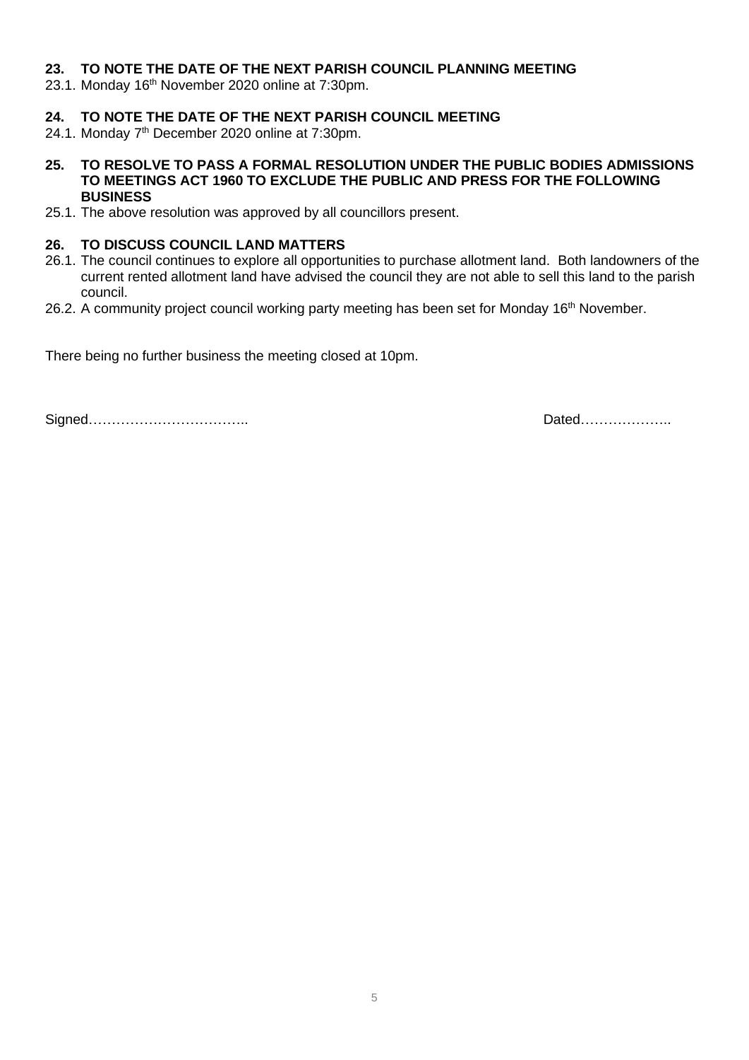**23. TO NOTE THE DATE OF THE NEXT PARISH COUNCIL PLANNING MEETING**

23.1. Monday 16th November 2020 online at 7:30pm.

**24. TO NOTE THE DATE OF THE NEXT PARISH COUNCIL MEETING**

24.1. Monday 7th December 2020 online at 7:30pm.

**25. TO RESOLVE TO PASS A FORMAL RESOLUTION UNDER THE PUBLIC BODIES ADMISSIONS TO MEETINGS ACT 1960 TO EXCLUDE THE PUBLIC AND PRESS FOR THE FOLLOWING BUSINESS**

25.1. The above resolution was approved by all councillors present.

**26. TO DISCUSS COUNCIL LAND MATTERS**

26.1. The council continues to explore all opportunities to purchase allotment land. Both landowners of the current rented allotment land have advised the council they are not able to sell this land to the parish council.

26.2. A community project council working party meeting has been set for Monday 16th November.

There being no further business the meeting closed at 10pm.

Signed…………………………….. Dated………………..